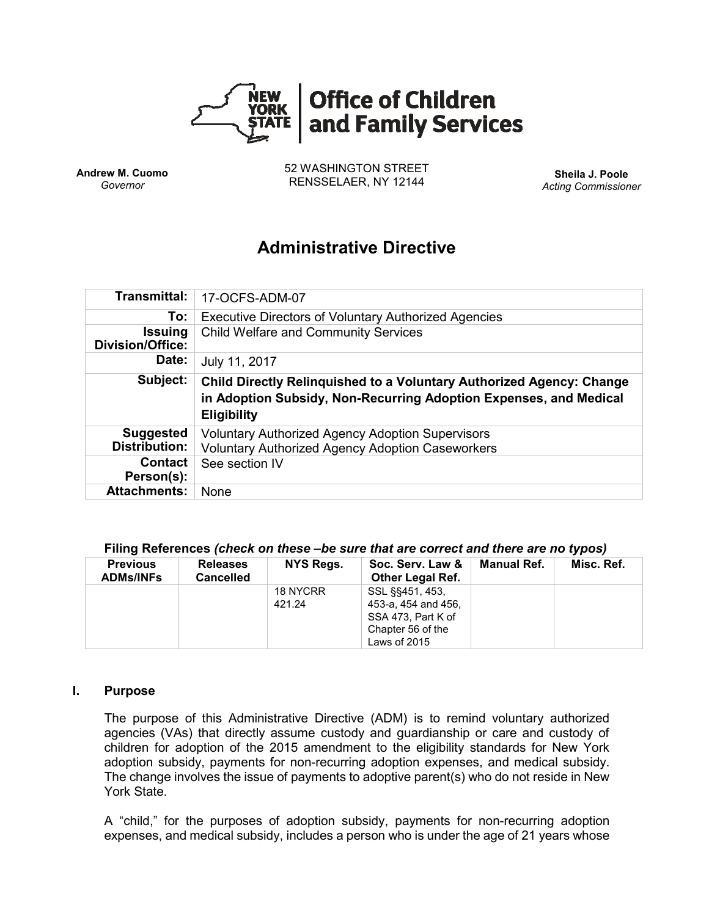**Office of Children and Family Services**

**Andrew M. Cuomo**
*Governor*

52 WASHINGTON STREET
RENSSELAER, NY 12144

**Sheila J. Poole**
*Acting Commissioner*

# Administrative Directive

| | |
|---|---|
| **Transmittal:** | 17-OCFS-ADM-07 |
| **To:** | Executive Directors of Voluntary Authorized Agencies |
| **Issuing Division/Office:** | Child Welfare and Community Services |
| **Date:** | July 11, 2017 |
| **Subject:** | **Child Directly Relinquished to a Voluntary Authorized Agency: Change in Adoption Subsidy, Non-Recurring Adoption Expenses, and Medical Eligibility** |
| **Suggested Distribution:** | Voluntary Authorized Agency Adoption Supervisors<br>Voluntary Authorized Agency Adoption Caseworkers |
| **Contact Person(s):** | See section IV |
| **Attachments:** | None |

**Filing References** ***(check on these –be sure that are correct and there are no typos)***

| Previous ADMs/INFs | Releases Cancelled | NYS Regs. | Soc. Serv. Law & Other Legal Ref. | Manual Ref. | Misc. Ref. |
|---|---|---|---|---|---|
| | | 18 NYCRR 421.24 | SSL §§451, 453, 453-a, 454 and 456, SSA 473, Part K of Chapter 56 of the Laws of 2015 | | |

## I. Purpose

The purpose of this Administrative Directive (ADM) is to remind voluntary authorized agencies (VAs) that directly assume custody and guardianship or care and custody of children for adoption of the 2015 amendment to the eligibility standards for New York adoption subsidy, payments for non-recurring adoption expenses, and medical subsidy. The change involves the issue of payments to adoptive parent(s) who do not reside in New York State.

A "child," for the purposes of adoption subsidy, payments for non-recurring adoption expenses, and medical subsidy, includes a person who is under the age of 21 years whose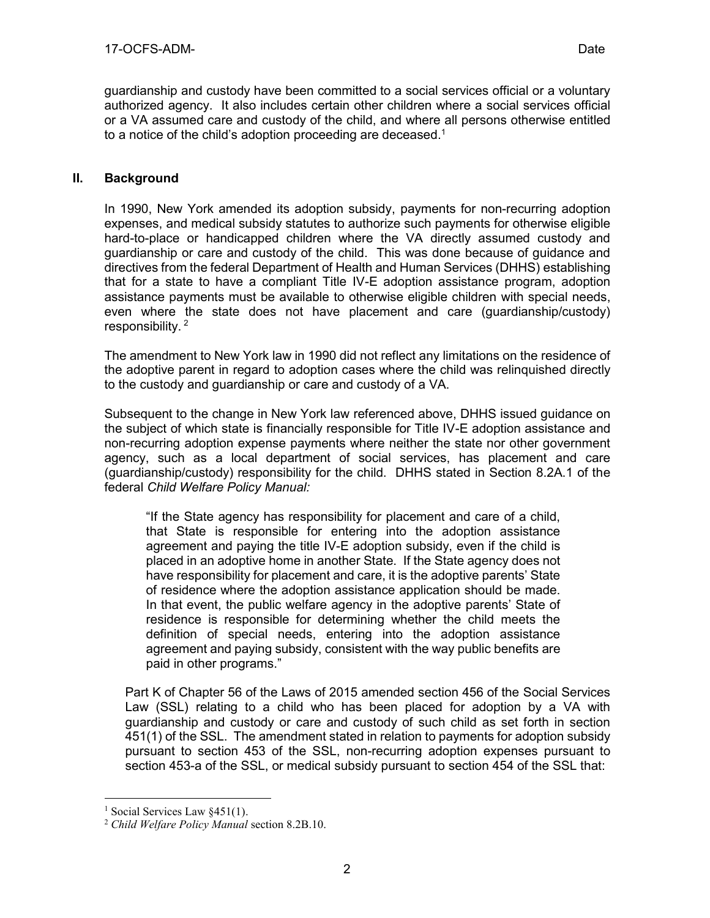guardianship and custody have been committed to a social services official or a voluntary authorized agency. It also includes certain other children where a social services official or a VA assumed care and custody of the child, and where all persons otherwise entitled to a notice of the child's adoption proceeding are deceased.[1]

## II. Background

In 1990, New York amended its adoption subsidy, payments for non-recurring adoption expenses, and medical subsidy statutes to authorize such payments for otherwise eligible hard-to-place or handicapped children where the VA directly assumed custody and guardianship or care and custody of the child. This was done because of guidance and directives from the federal Department of Health and Human Services (DHHS) establishing that for a state to have a compliant Title IV-E adoption assistance program, adoption assistance payments must be available to otherwise eligible children with special needs, even where the state does not have placement and care (guardianship/custody) responsibility.[2]

The amendment to New York law in 1990 did not reflect any limitations on the residence of the adoptive parent in regard to adoption cases where the child was relinquished directly to the custody and guardianship or care and custody of a VA.

Subsequent to the change in New York law referenced above, DHHS issued guidance on the subject of which state is financially responsible for Title IV-E adoption assistance and non-recurring adoption expense payments where neither the state nor other government agency, such as a local department of social services, has placement and care (guardianship/custody) responsibility for the child. DHHS stated in Section 8.2A.1 of the federal *Child Welfare Policy Manual:*

> "If the State agency has responsibility for placement and care of a child, that State is responsible for entering into the adoption assistance agreement and paying the title IV-E adoption subsidy, even if the child is placed in an adoptive home in another State. If the State agency does not have responsibility for placement and care, it is the adoptive parents' State of residence where the adoption assistance application should be made. In that event, the public welfare agency in the adoptive parents' State of residence is responsible for determining whether the child meets the definition of special needs, entering into the adoption assistance agreement and paying subsidy, consistent with the way public benefits are paid in other programs."

Part K of Chapter 56 of the Laws of 2015 amended section 456 of the Social Services Law (SSL) relating to a child who has been placed for adoption by a VA with guardianship and custody or care and custody of such child as set forth in section 451(1) of the SSL. The amendment stated in relation to payments for adoption subsidy pursuant to section 453 of the SSL, non-recurring adoption expenses pursuant to section 453-a of the SSL, or medical subsidy pursuant to section 454 of the SSL that:

---

[1] Social Services Law §451(1).

[2] *Child Welfare Policy Manual* section 8.2B.10.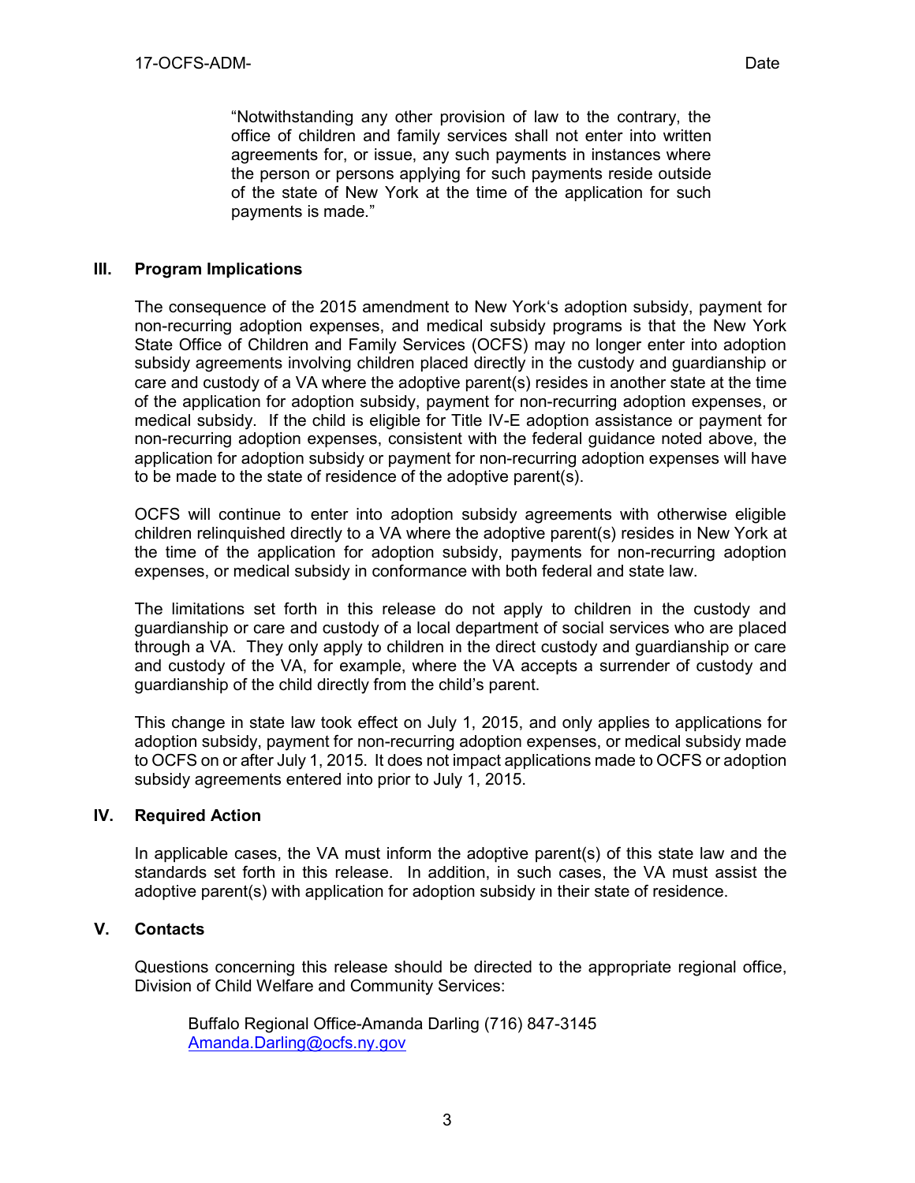> "Notwithstanding any other provision of law to the contrary, the office of children and family services shall not enter into written agreements for, or issue, any such payments in instances where the person or persons applying for such payments reside outside of the state of New York at the time of the application for such payments is made."

## III. Program Implications

The consequence of the 2015 amendment to New York's adoption subsidy, payment for non-recurring adoption expenses, and medical subsidy programs is that the New York State Office of Children and Family Services (OCFS) may no longer enter into adoption subsidy agreements involving children placed directly in the custody and guardianship or care and custody of a VA where the adoptive parent(s) resides in another state at the time of the application for adoption subsidy, payment for non-recurring adoption expenses, or medical subsidy. If the child is eligible for Title IV-E adoption assistance or payment for non-recurring adoption expenses, consistent with the federal guidance noted above, the application for adoption subsidy or payment for non-recurring adoption expenses will have to be made to the state of residence of the adoptive parent(s).

OCFS will continue to enter into adoption subsidy agreements with otherwise eligible children relinquished directly to a VA where the adoptive parent(s) resides in New York at the time of the application for adoption subsidy, payments for non-recurring adoption expenses, or medical subsidy in conformance with both federal and state law.

The limitations set forth in this release do not apply to children in the custody and guardianship or care and custody of a local department of social services who are placed through a VA. They only apply to children in the direct custody and guardianship or care and custody of the VA, for example, where the VA accepts a surrender of custody and guardianship of the child directly from the child's parent.

This change in state law took effect on July 1, 2015, and only applies to applications for adoption subsidy, payment for non-recurring adoption expenses, or medical subsidy made to OCFS on or after July 1, 2015. It does not impact applications made to OCFS or adoption subsidy agreements entered into prior to July 1, 2015.

## IV. Required Action

In applicable cases, the VA must inform the adoptive parent(s) of this state law and the standards set forth in this release. In addition, in such cases, the VA must assist the adoptive parent(s) with application for adoption subsidy in their state of residence.

## V. Contacts

Questions concerning this release should be directed to the appropriate regional office, Division of Child Welfare and Community Services:

Buffalo Regional Office-Amanda Darling (716) 847-3145
Amanda.Darling@ocfs.ny.gov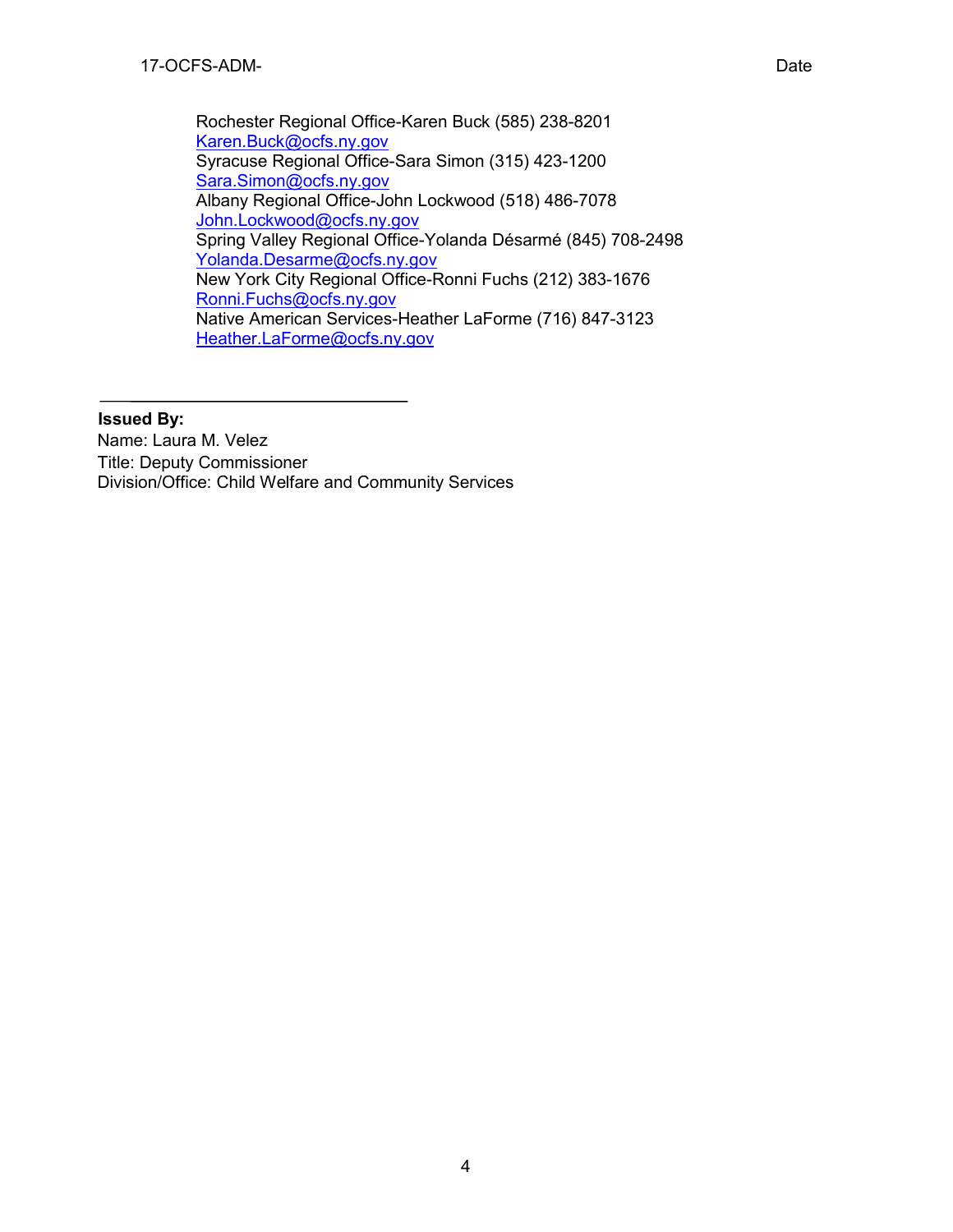Rochester Regional Office-Karen Buck (585) 238-8201
Karen.Buck@ocfs.ny.gov
Syracuse Regional Office-Sara Simon (315) 423-1200
Sara.Simon@ocfs.ny.gov
Albany Regional Office-John Lockwood (518) 486-7078
John.Lockwood@ocfs.ny.gov
Spring Valley Regional Office-Yolanda Désarmé (845) 708-2498
Yolanda.Desarme@ocfs.ny.gov
New York City Regional Office-Ronni Fuchs (212) 383-1676
Ronni.Fuchs@ocfs.ny.gov
Native American Services-Heather LaForme (716) 847-3123
Heather.LaForme@ocfs.ny.gov

---

**Issued By:**
Name: Laura M. Velez
Title: Deputy Commissioner
Division/Office: Child Welfare and Community Services